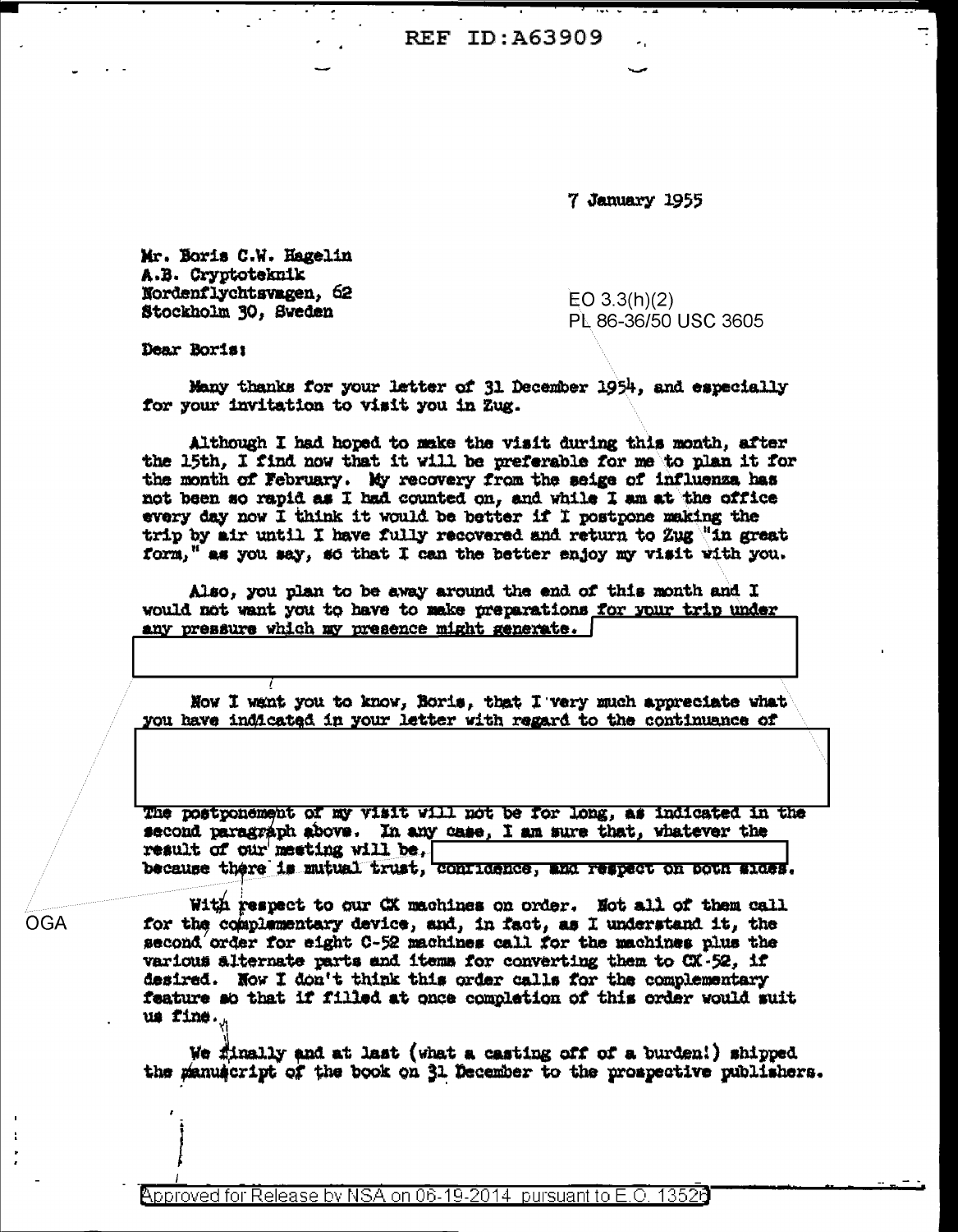REF ID:A63909

7 January 1955

Mr. Boris C.W. Hagelin
A.B. Cryptoteknik
Nordenflychtsvagen, 62
Stockholm 30, Sweden

EO 3.3(h)(2)
PL 86-36/50 USC 3605

Dear Boris:

Many thanks for your letter of 31 December 1954, and especially for your invitation to visit you in Zug.

Although I had hoped to make the visit during this month, after the 15th, I find now that it will be preferable for me to plan it for the month of February. My recovery from the seige of influenza has not been so rapid as I had counted on, and while I am at the office every day now I think it would be better if I postpone making the trip by air until I have fully recovered and return to Zug "in great form," as you say, so that I can the better enjoy my visit with you.

Also, you plan to be away around the end of this month and I would not want you to have to make preparations for your trip under any pressure which my presence might generate. [REDACTED]

Now I want you to know, Boris, that I very much appreciate what you have indicated in your letter with regard to the continuance of [REDACTED]

The postponement of my visit will not be for long, as indicated in the second paragraph above. In any case, I am sure that, whatever the result of our meeting will be, [REDACTED] because there is mutual trust, confidence, and respect on both sides.

OGA

With respect to our CX machines on order. Not all of them call for the complementary device, and, in fact, as I understand it, the second order for eight C-52 machines call for the machines plus the various alternate parts and items for converting them to CX-52, if desired. Now I don't think this order calls for the complementary feature so that if filled at once completion of this order would suit us fine.

We finally and at last (what a casting off of a burden!) shipped the manuscript of the book on 31 December to the prospective publishers.

Approved for Release by NSA on 06-19-2014 pursuant to E.O. 13526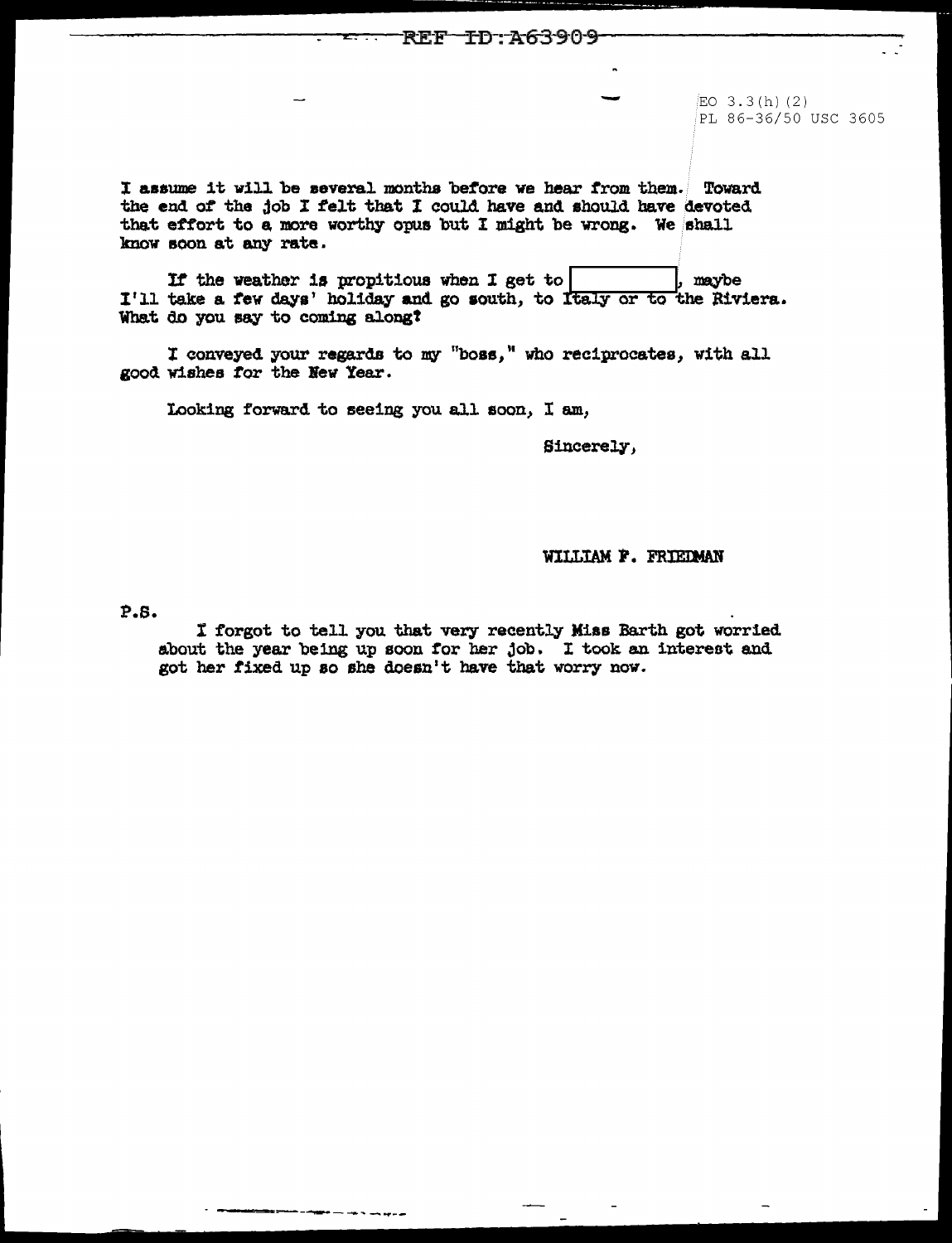EO 3.3(h)(2)
PL 86-36/50 USC 3605

I assume it will be several months before we hear from them. Toward the end of the job I felt that I could have and should have devoted that effort to a more worthy opus but I might be wrong. We shall know soon at any rate.

If the weather is propitious when I get to [ ], maybe I'll take a few days' holiday and go south, to Italy or to the Riviera. What do you say to coming along?

I conveyed your regards to my "boss," who reciprocates, with all good wishes for the New Year.

Looking forward to seeing you all soon, I am,

Sincerely,

WILLIAM F. FRIEDMAN

P.S.

I forgot to tell you that very recently Miss Barth got worried about the year being up soon for her job. I took an interest and got her fixed up so she doesn't have that worry now.